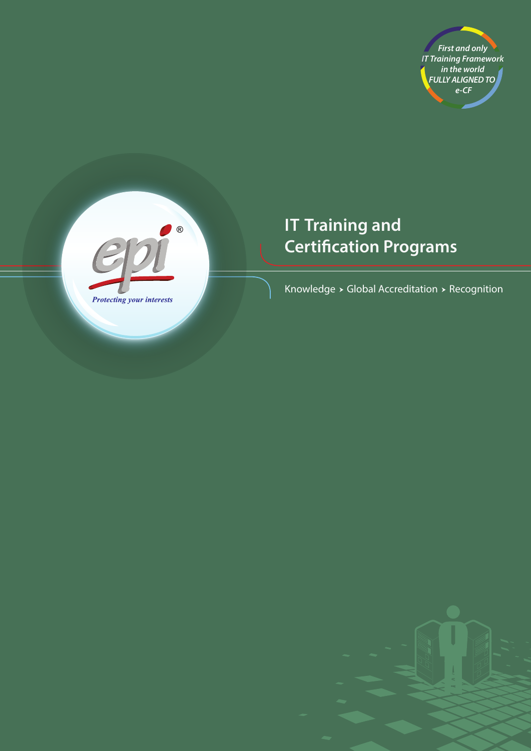First and only IT Training Framework in the world FULLY ALIGNED TO e-CF

epi®

Protecting your interests

# IT Training and Certification Programs

Knowledge › Global Accreditation › Recognition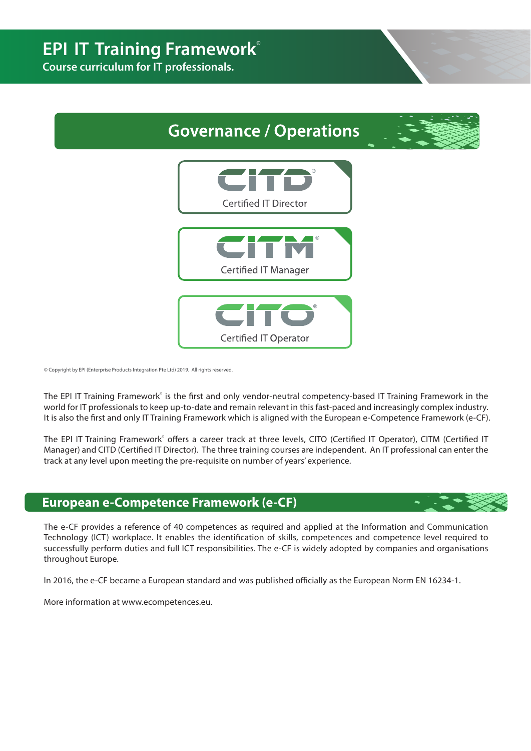# EPI IT Training Framework®

**Course curriculum for IT professionals.**

## Governance / Operations

CITD®
Certified IT Director

CITM®
Certified IT Manager

CITO®
Certified IT Operator

© Copyright by EPI (Enterprise Products Integration Pte Ltd) 2019. All rights reserved.

The EPI IT Training Framework® is the first and only vendor-neutral competency-based IT Training Framework in the world for IT professionals to keep up-to-date and remain relevant in this fast-paced and increasingly complex industry. It is also the first and only IT Training Framework which is aligned with the European e-Competence Framework (e-CF).

The EPI IT Training Framework® offers a career track at three levels, CITO (Certified IT Operator), CITM (Certified IT Manager) and CITD (Certified IT Director). The three training courses are independent. An IT professional can enter the track at any level upon meeting the pre-requisite on number of years' experience.

## European e-Competence Framework (e-CF)

The e-CF provides a reference of 40 competences as required and applied at the Information and Communication Technology (ICT) workplace. It enables the identification of skills, competences and competence level required to successfully perform duties and full ICT responsibilities. The e-CF is widely adopted by companies and organisations throughout Europe.

In 2016, the e-CF became a European standard and was published officially as the European Norm EN 16234-1.

More information at www.ecompetences.eu.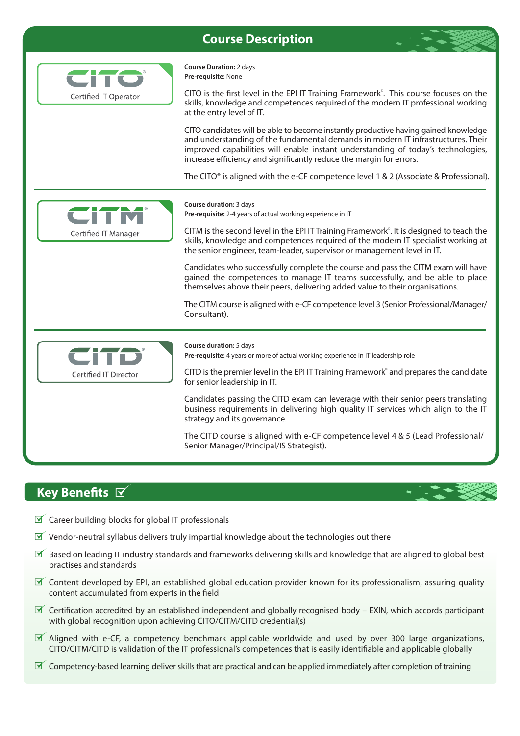## Course Description

**CITO**
Certified IT Operator

**Course Duration:** 2 days
**Pre-requisite:** None

CITO is the first level in the EPI IT Training Framework®. This course focuses on the skills, knowledge and competences required of the modern IT professional working at the entry level of IT.

CITO candidates will be able to become instantly productive having gained knowledge and understanding of the fundamental demands in modern IT infrastructures. Their improved capabilities will enable instant understanding of today's technologies, increase efficiency and significantly reduce the margin for errors.

The CITO® is aligned with the e-CF competence level 1 & 2 (Associate & Professional).

---

**CITM**
Certified IT Manager

**Course duration:** 3 days
**Pre-requisite:** 2-4 years of actual working experience in IT

CITM is the second level in the EPI IT Training Framework®. It is designed to teach the skills, knowledge and competences required of the modern IT specialist working at the senior engineer, team-leader, supervisor or management level in IT.

Candidates who successfully complete the course and pass the CITM exam will have gained the competences to manage IT teams successfully, and be able to place themselves above their peers, delivering added value to their organisations.

The CITM course is aligned with e-CF competence level 3 (Senior Professional/Manager/Consultant).

---

**CITD**
Certified IT Director

**Course duration:** 5 days
**Pre-requisite:** 4 years or more of actual working experience in IT leadership role

CITD is the premier level in the EPI IT Training Framework® and prepares the candidate for senior leadership in IT.

Candidates passing the CITD exam can leverage with their senior peers translating business requirements in delivering high quality IT services which align to the IT strategy and its governance.

The CITD course is aligned with e-CF competence level 4 & 5 (Lead Professional/Senior Manager/Principal/IS Strategist).

## Key Benefits ☑

- ☑ Career building blocks for global IT professionals
- ☑ Vendor-neutral syllabus delivers truly impartial knowledge about the technologies out there
- ☑ Based on leading IT industry standards and frameworks delivering skills and knowledge that are aligned to global best practises and standards
- ☑ Content developed by EPI, an established global education provider known for its professionalism, assuring quality content accumulated from experts in the field
- ☑ Certification accredited by an established independent and globally recognised body – EXIN, which accords participant with global recognition upon achieving CITO/CITM/CITD credential(s)
- ☑ Aligned with e-CF, a competency benchmark applicable worldwide and used by over 300 large organizations, CITO/CITM/CITD is validation of the IT professional's competences that is easily identifiable and applicable globally
- ☑ Competency-based learning deliver skills that are practical and can be applied immediately after completion of training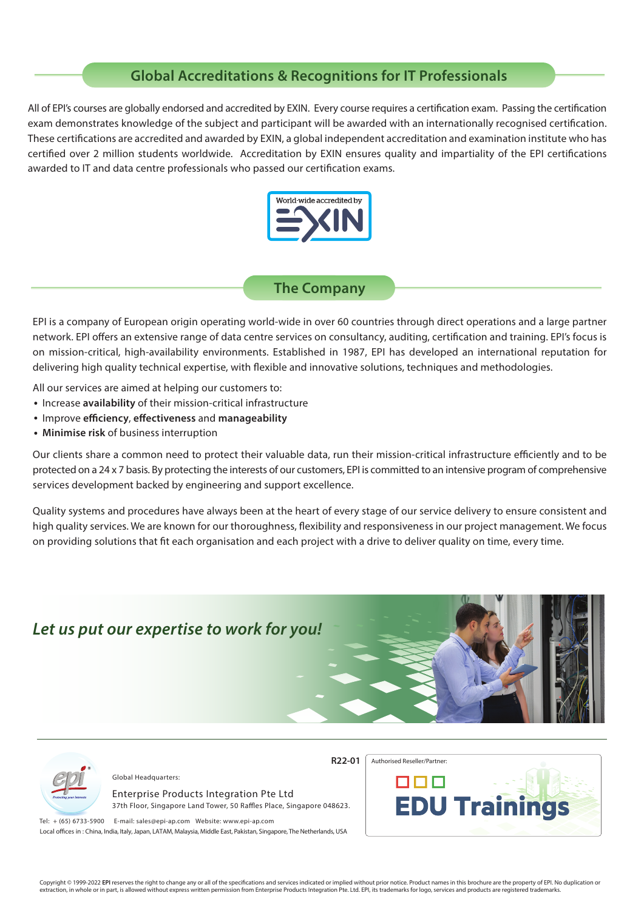## Global Accreditations & Recognitions for IT Professionals

All of EPI's courses are globally endorsed and accredited by EXIN. Every course requires a certification exam. Passing the certification exam demonstrates knowledge of the subject and participant will be awarded with an internationally recognised certification. These certifications are accredited and awarded by EXIN, a global independent accreditation and examination institute who has certified over 2 million students worldwide. Accreditation by EXIN ensures quality and impartiality of the EPI certifications awarded to IT and data centre professionals who passed our certification exams.

World-wide accredited by EXIN

## The Company

EPI is a company of European origin operating world-wide in over 60 countries through direct operations and a large partner network. EPI offers an extensive range of data centre services on consultancy, auditing, certification and training. EPI's focus is on mission-critical, high-availability environments. Established in 1987, EPI has developed an international reputation for delivering high quality technical expertise, with flexible and innovative solutions, techniques and methodologies.

All our services are aimed at helping our customers to:

- Increase **availability** of their mission-critical infrastructure
- Improve **efficiency**, **effectiveness** and **manageability**
- **Minimise risk** of business interruption

Our clients share a common need to protect their valuable data, run their mission-critical infrastructure efficiently and to be protected on a 24 x 7 basis. By protecting the interests of our customers, EPI is committed to an intensive program of comprehensive services development backed by engineering and support excellence.

Quality systems and procedures have always been at the heart of every stage of our service delivery to ensure consistent and high quality services. We are known for our thoroughness, flexibility and responsiveness in our project management. We focus on providing solutions that fit each organisation and each project with a drive to deliver quality on time, every time.

*Let us put our expertise to work for you!*

R22-01

Global Headquarters:

Enterprise Products Integration Pte Ltd
37th Floor, Singapore Land Tower, 50 Raffles Place, Singapore 048623.

Tel: + (65) 6733-5900 E-mail: sales@epi-ap.com Website: www.epi-ap.com

Local offices in : China, India, Italy, Japan, LATAM, Malaysia, Middle East, Pakistan, Singapore, The Netherlands, USA

Authorised Reseller/Partner:

EDU Trainings

Copyright © 1999-2022 **EPI** reserves the right to change any or all of the specifications and services indicated or implied without prior notice. Product names in this brochure are the property of EPI. No duplication or extraction, in whole or in part, is allowed without express written permission from Enterprise Products Integration Pte. Ltd. EPI, its trademarks for logo, services and products are registered trademarks.